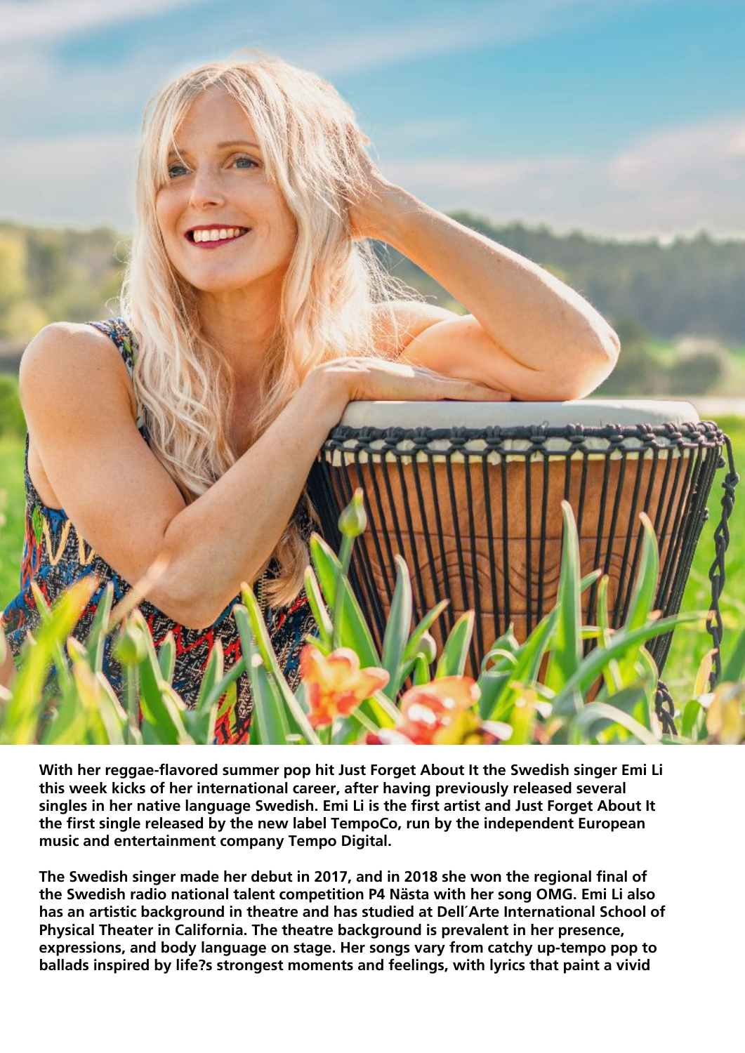**With her reggae-flavored summer pop hit Just Forget About It the Swedish singer Emi Li this week kicks of her international career, after having previously released several singles in her native language Swedish. Emi Li is the first artist and Just Forget About It the first single released by the new label TempoCo, run by the independent European music and entertainment company Tempo Digital.**

**The Swedish singer made her debut in 2017, and in 2018 she won the regional final of the Swedish radio national talent competition P4 Nästa with her song OMG. Emi Li also has an artistic background in theatre and has studied at Dell´Arte International School of Physical Theater in California. The theatre background is prevalent in her presence, expressions, and body language on stage. Her songs vary from catchy up-tempo pop to ballads inspired by life?s strongest moments and feelings, with lyrics that paint a vivid**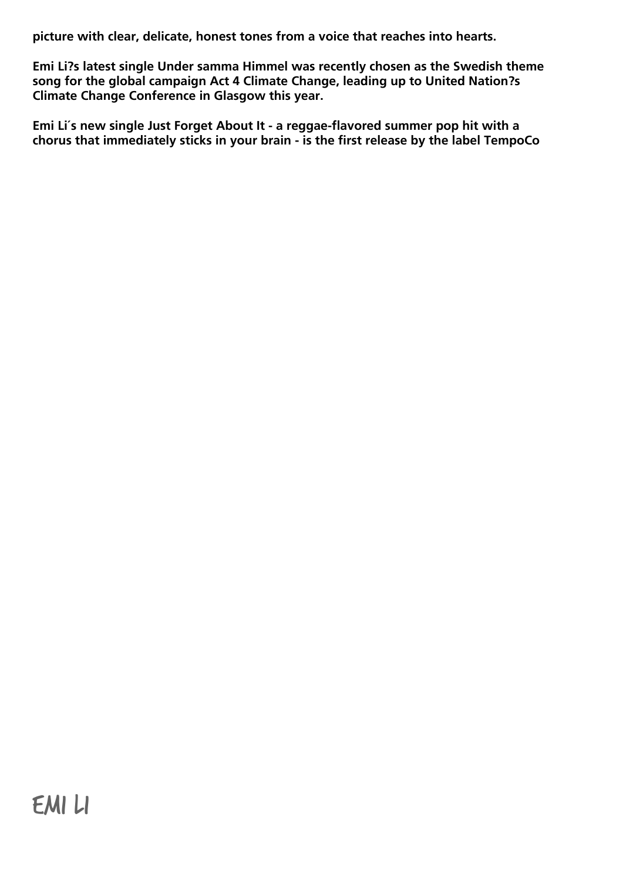**picture with clear, delicate, honest tones from a voice that reaches into hearts.**

**Emi Li?s latest single Under samma Himmel was recently chosen as the Swedish theme song for the global campaign Act 4 Climate Change, leading up to United Nation?s Climate Change Conference in Glasgow this year.**

**Emi Li´s new single Just Forget About It - a reggae-flavored summer pop hit with a chorus that immediately sticks in your brain - is the first release by the label TempoCo**

EMI LI